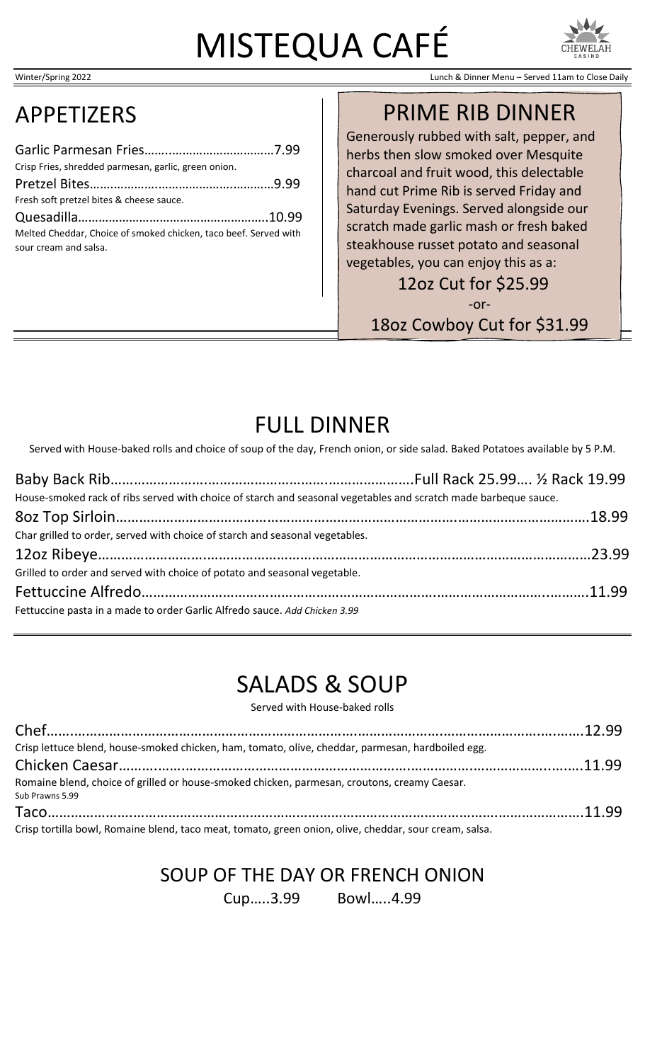# MISTEQUA CAFÉ

Winter/Spring 2022

Lunch & Dinner Menu – Served 11am to Close Daily

## APPETIZERS

Garlic Parmesan Fries……..............................7.99
Crisp Fries, shredded parmesan, garlic, green onion.

Pretzel Bites……………….……………….………9.99
Fresh soft pretzel bites & cheese sauce.

Quesadilla…………………………………………..10.99
Melted Cheddar, Choice of smoked chicken, taco beef. Served with sour cream and salsa.

## PRIME RIB DINNER

Generously rubbed with salt, pepper, and herbs then slow smoked over Mesquite charcoal and fruit wood, this delectable hand cut Prime Rib is served Friday and Saturday Evenings. Served alongside our scratch made garlic mash or fresh baked steakhouse russet potato and seasonal vegetables, you can enjoy this as a:

12oz Cut for $25.99

-or-

18oz Cowboy Cut for $31.99

## FULL DINNER

Served with House-baked rolls and choice of soup of the day, French onion, or side salad. Baked Potatoes available by 5 P.M.

Baby Back Rib…………………………………………..………………….Full Rack 25.99…. ½ Rack 19.99
House-smoked rack of ribs served with choice of starch and seasonal vegetables and scratch made barbeque sauce.

8oz Top Sirloin……………………………………………………………………………………………….18.99
Char grilled to order, served with choice of starch and seasonal vegetables.

12oz Ribeye…………………………………………………………………………………………………23.99
Grilled to order and served with choice of potato and seasonal vegetable.

Fettuccine Alfredo………………………………………………………………………………….……….11.99
Fettuccine pasta in a made to order Garlic Alfredo sauce. *Add Chicken 3.99*

## SALADS & SOUP

Served with House-baked rolls

Chef……………………………………………………………………………………………………………12.99
Crisp lettuce blend, house-smoked chicken, ham, tomato, olive, cheddar, parmesan, hardboiled egg.

Chicken Caesar………………………………………………………………………………………………11.99
Romaine blend, choice of grilled or house-smoked chicken, parmesan, croutons, creamy Caesar.
Sub Prawns 5.99

Taco…………………………………………………………………………………………………………….11.99
Crisp tortilla bowl, Romaine blend, taco meat, tomato, green onion, olive, cheddar, sour cream, salsa.

### SOUP OF THE DAY OR FRENCH ONION

Cup…..3.99 Bowl…..4.99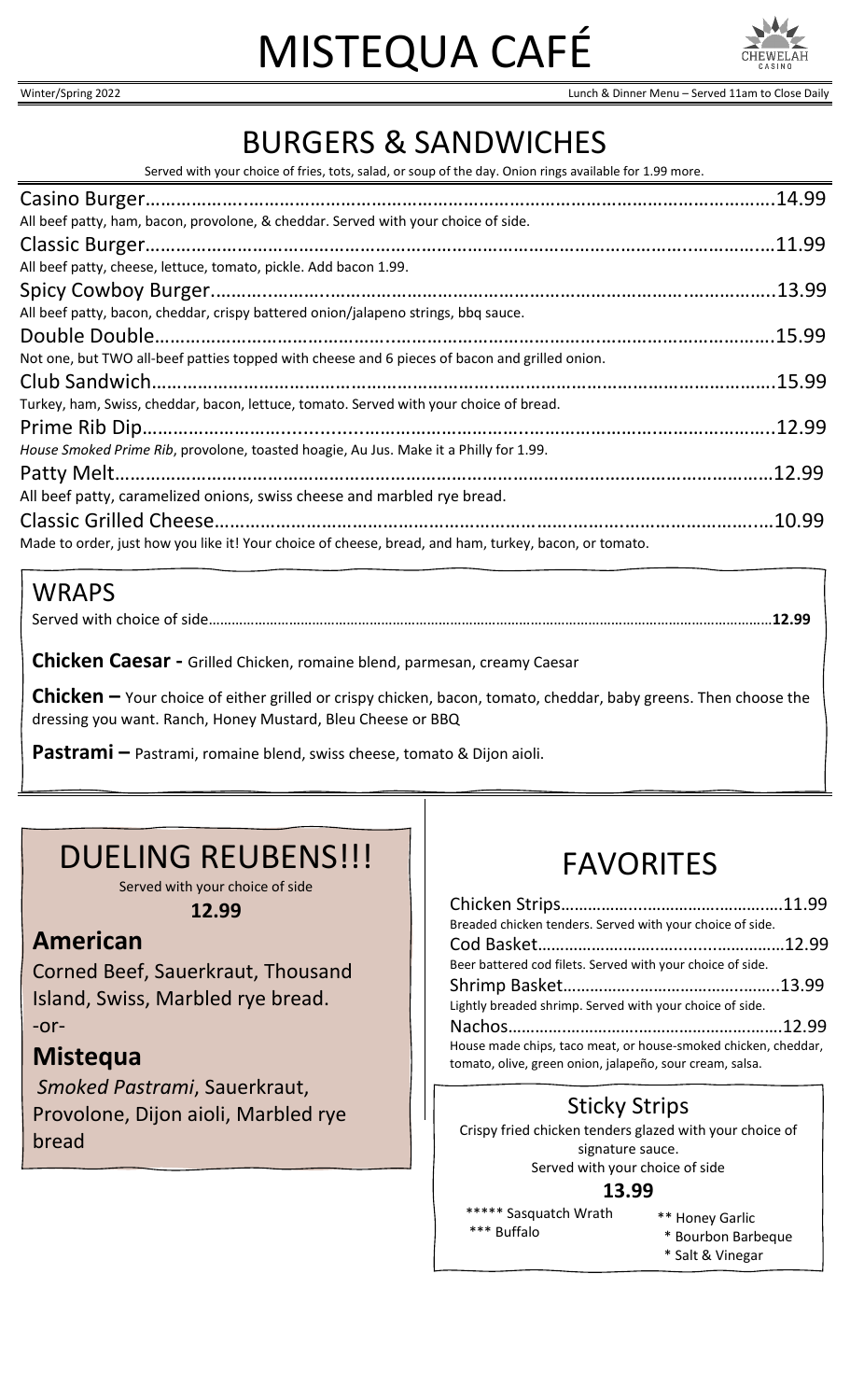# MISTEQUA CAFÉ

Winter/Spring 2022

Lunch & Dinner Menu – Served 11am to Close Daily

## BURGERS & SANDWICHES

Served with your choice of fries, tots, salad, or soup of the day. Onion rings available for 1.99 more.

Casino Burger……………………………………………………………………………………………………………14.99
All beef patty, ham, bacon, provolone, & cheddar. Served with your choice of side.

Classic Burger……………………………………………………………………………………………………………11.99
All beef patty, cheese, lettuce, tomato, pickle. Add bacon 1.99.

Spicy Cowboy Burger…………………………………………………………………………………………………13.99
All beef patty, bacon, cheddar, crispy battered onion/jalapeno strings, bbq sauce.

Double Double……………………………………………………………………………………………………………15.99
Not one, but TWO all-beef patties topped with cheese and 6 pieces of bacon and grilled onion.

Club Sandwich……………………………………………………………………………………………………………15.99
Turkey, ham, Swiss, cheddar, bacon, lettuce, tomato. Served with your choice of bread.

Prime Rib Dip……………………………………………………………………………………………………………12.99
*House Smoked Prime Rib*, provolone, toasted hoagie, Au Jus. Make it a Philly for 1.99.

Patty Melt…………………………………………………………………………………………………………………12.99
All beef patty, caramelized onions, swiss cheese and marbled rye bread.

Classic Grilled Cheese…………………………………………………………………………………………………10.99
Made to order, just how you like it! Your choice of cheese, bread, and ham, turkey, bacon, or tomato.

## WRAPS

Served with choice of side……………………………………………………………………………………………**12.99**

**Chicken Caesar -** Grilled Chicken, romaine blend, parmesan, creamy Caesar

**Chicken –** Your choice of either grilled or crispy chicken, bacon, tomato, cheddar, baby greens. Then choose the dressing you want. Ranch, Honey Mustard, Bleu Cheese or BBQ

**Pastrami –** Pastrami, romaine blend, swiss cheese, tomato & Dijon aioli.

## DUELING REUBENS!!!

Served with your choice of side

**12.99**

### American

Corned Beef, Sauerkraut, Thousand Island, Swiss, Marbled rye bread.

-or-

### Mistequa

*Smoked Pastrami*, Sauerkraut, Provolone, Dijon aioli, Marbled rye bread

## FAVORITES

Chicken Strips…………………………………………11.99
Breaded chicken tenders. Served with your choice of side.

Cod Basket……………………………………………12.99
Beer battered cod filets. Served with your choice of side.

Shrimp Basket…………………………………………13.99
Lightly breaded shrimp. Served with your choice of side.

Nachos…………………………………………………12.99
House made chips, taco meat, or house-smoked chicken, cheddar, tomato, olive, green onion, jalapeño, sour cream, salsa.

### Sticky Strips

Crispy fried chicken tenders glazed with your choice of signature sauce.
Served with your choice of side

**13.99**

***** Sasquatch Wrath
*** Buffalo
** Honey Garlic
* Bourbon Barbeque
* Salt & Vinegar